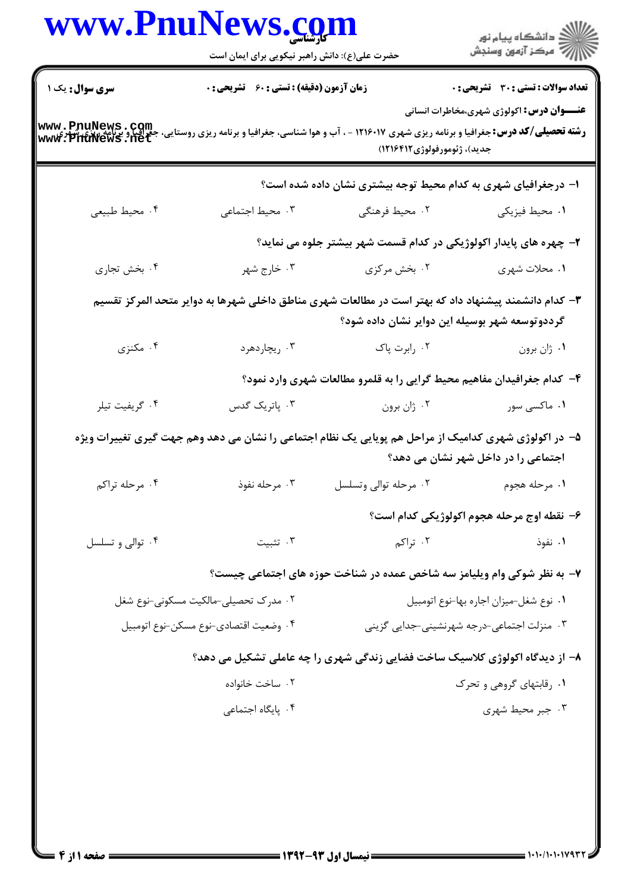**سری سؤال:** یک ۱ | **زمان آزمون (دقیقه) : تستی : ۶۰ تشریحی : ۰** | **تعداد سوالات : تستی : ۳۰ تشریحی : ۰**

**عنـــوان درس:** اکولوژی شهری،مخاطرات انسانی

**رشته تحصیلی/کد درس:** جغرافیا و برنامه ریزی شهری ۱۲۱۶۰۱۷ - ، آب و هوا شناسی، جغرافیا و برنامه ریزی روستایی، جغرافیا و برنامه ریزی شهری (جدید)، ژئومورفولوژی۱۲۱۶۴۱۲)

۱- درجغرافیای شهری به کدام محیط توجه بیشتری نشان داده شده است؟

۱. محیط فیزیکی ۲. محیط فرهنگی ۳. محیط اجتماعی ۴. محیط طبیعی

۲- چهره های پایدار اکولوژیکی در کدام قسمت شهر بیشتر جلوه می نماید؟

۱. محلات شهری ۲. بخش مرکزی ۳. خارج شهر ۴. بخش تجاری

۳- کدام دانشمند پیشنهاد داد که بهتر است در مطالعات شهری مناطق داخلی شهرها به دوایر متحد المرکز تقسیم گردد وتوسعه شهر بوسیله این دوایر نشان داده شود؟

۱. ژان برون ۲. رابرت پاک ۳. ریچاردهرد ۴. مکنزی

۴- کدام جغرافیدان مفاهیم محیط گرایی را به قلمرو مطالعات شهری وارد نمود؟

۱. ماکسی سور ۲. ژان برون ۳. پاتریک گدس ۴. گریفیت تیلر

۵- در اکولوژی شهری کدامیک از مراحل هم پویایی یک نظام اجتماعی را نشان می دهد وهم جهت گیری تغییرات ویژه اجتماعی را در داخل شهر نشان می دهد؟

۱. مرحله هجوم ۲. مرحله توالی وتسلسل ۳. مرحله نفوذ ۴. مرحله تراکم

۶- نقطه اوج مرحله هجوم اکولوژیکی کدام است؟

۱. نفوذ ۲. تراکم ۳. تثبیت ۴. توالی و تسلسل

۷- به نظر شوکی وام ویلیامز سه شاخص عمده در شناخت حوزه های اجتماعی چیست؟

۱. نوع شغل-میزان اجاره بها-نوع اتومبیل
۲. مدرک تحصیلی-مالکیت مسکونی-نوع شغل
۳. منزلت اجتماعی-درجه شهرنشینی-جدایی گزینی
۴. وضعیت اقتصادی-نوع مسکن-نوع اتومبیل

۸- از دیدگاه اکولوژی کلاسیک ساخت فضایی زندگی شهری را چه عاملی تشکیل می دهد؟

۱. رقابتهای گروهی و تحرک
۲. ساخت خانواده
۳. جبر محیط شهری
۴. پایگاه اجتماعی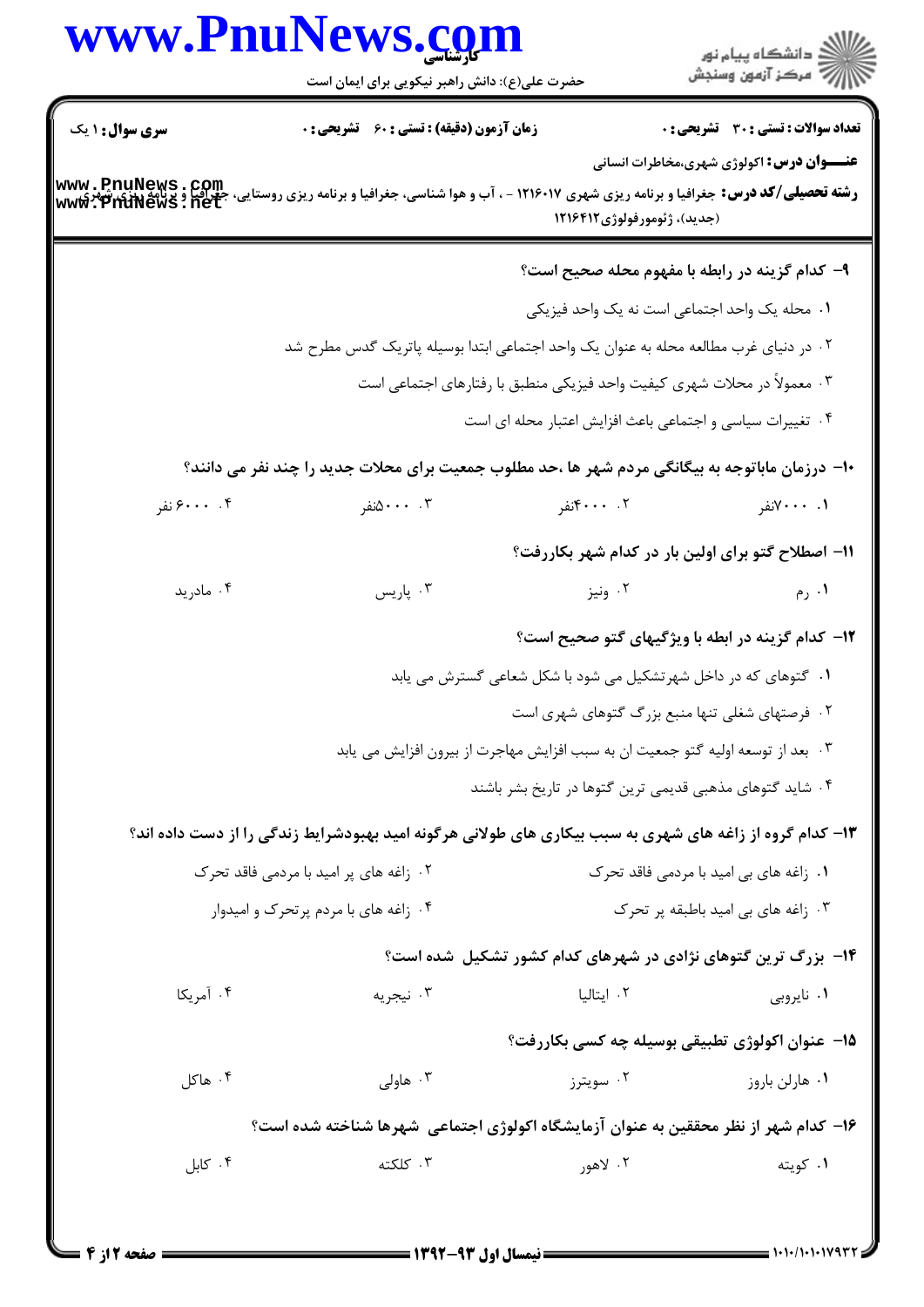**سری سوال:** ۱ یک | **زمان آزمون (دقیقه) : تستی :** ۶۰ **تشریحی :** ۰ | **تعداد سوالات : تستی :** ۳۰ **تشریحی :** ۰

**عنـــوان درس:** اکولوژی شهری،مخاطرات انسانی

**رشته تحصیلی/کد درس:** جغرافیا و برنامه ریزی شهری ۱۲۱۶۰۱۷ - ، آب و هوا شناسی، جغرافیا و برنامه ریزی روستایی، جغرافیا و برنامه ریزی شهری (جدید)، ژئومورفولوژی۱۲۱۶۴۱۲

**۹- کدام گزینه در رابطه با مفهوم محله صحیح است؟**

۱. محله یک واحد اجتماعی است نه یک واحد فیزیکی

۲. در دنیای غرب مطالعه محله به عنوان یک واحد اجتماعی ابتدا بوسیله پاتریک گدس مطرح شد

۳. معمولاً در محلات شهری کیفیت واحد فیزیکی منطبق با رفتارهای اجتماعی است

۴. تغییرات سیاسی و اجتماعی باعث افزایش اعتبار محله ای است

**۱۰- درزمان ماباتوجه به بیگانگی مردم شهر ها ،حد مطلوب جمعیت برای محلات جدید را چند نفر می دانند؟**

۱. ۷۰۰۰نفر
۲. ۴۰۰۰نفر
۳. ۵۰۰۰نفر
۴. ۶۰۰۰ نفر

**۱۱- اصطلاح گتو برای اولین بار در کدام شهر بکاررفت؟**

۱. رم
۲. ونیز
۳. پاریس
۴. مادرید

**۱۲- کدام گزینه در ابطه با ویژگیهای گتو صحیح است؟**

۱. گتوهای که در داخل شهرتشکیل می شود با شکل شعاعی گسترش می یابد

۲. فرصتهای شغلی تنها منبع بزرگ گتوهای شهری است

۳. بعد از توسعه اولیه گتو جمعیت ان به سبب افزایش مهاجرت از بیرون افزایش می یابد

۴. شاید گتوهای مذهبی قدیمی ترین گتوها در تاریخ بشر باشند

**۱۳- کدام گروه از زاغه های شهری به سبب بیکاری های طولانی هرگونه امید بهبودشرایط زندگی را از دست داده اند؟**

۱. زاغه های بی امید با مردمی فاقد تحرک
۲. زاغه های پر امید با مردمی فاقد تحرک
۳. زاغه های بی امید باطبقه پر تحرک
۴. زاغه های با مردم پرتحرک و امیدوار

**۱۴- بزرگ ترین گتوهای نژادی در شهرهای کدام کشور تشکیل شده است؟**

۱. نایروبی
۲. ایتالیا
۳. نیجریه
۴. آمریکا

**۱۵- عنوان اکولوژی تطبیقی بوسیله چه کسی بکاررفت؟**

۱. هارلن باروز
۲. سویترز
۳. هاولی
۴. هاکل

**۱۶- کدام شهر از نظر محققین به عنوان آزمایشگاه اکولوژی اجتماعی شهرها شناخته شده است؟**

۱. کویته
۲. لاهور
۳. کلکته
۴. کابل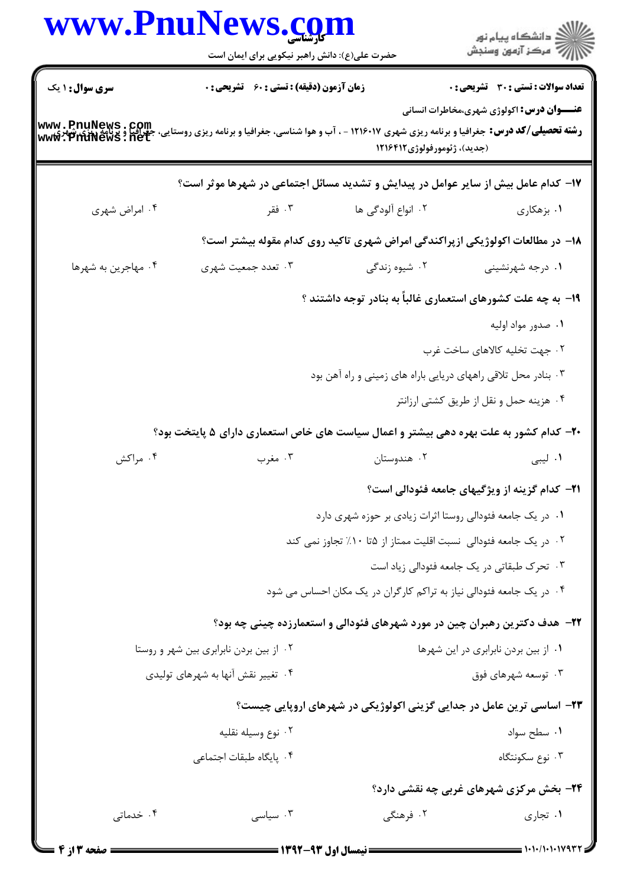**سری سوال:** ۱ یک | **زمان آزمون (دقیقه) :** تستی : ۶۰ تشریحی : ۰ | **تعداد سوالات :** تستی : ۳۰ تشریحی : ۰

**عنـــوان درس:** اکولوژی شهری،مخاطرات انسانی

**رشته تحصیلی/کد درس:** جغرافیا و برنامه ریزی شهری ۱۲۱۶۰۱۷ - ، آب و هوا شناسی، جغرافیا و برنامه ریزی روستایی، جغرافیا و برنامه ریزی شهری (جدید)، ژئومورفولوژی۱۲۱۶۴۱۲

**۱۷-** کدام عامل بیش از سایر عوامل در پیدایش و تشدید مسائل اجتماعی در شهرها موثر است؟

۱. بزهکاری
۲. انواع آلودگی ها
۳. فقر
۴. امراض شهری

**۱۸-** در مطالعات اکولوژیکی ازپراکندگی امراض شهری تاکید روی کدام مقوله بیشتر است؟

۱. درجه شهرنشینی
۲. شیوه زندگی
۳. تعدد جمعیت شهری
۴. مهاجرین به شهرها

**۱۹-** به چه علت کشورهای استعماری غالباً به بنادر توجه داشتند ؟

۱. صدور مواد اولیه
۲. جهت تخلیه کالاهای ساخت غرب
۳. بنادر محل تلاقی راههای دریایی باراه های زمینی و راه آهن بود
۴. هزینه حمل و نقل از طریق کشتی ارزانتر

**۲۰-** کدام کشور به علت بهره دهی بیشتر و اعمال سیاست های خاص استعماری دارای ۵ پایتخت بود؟

۱. لیبی
۲. هندوستان
۳. مغرب
۴. مراکش

**۲۱-** کدام گزینه از ویژگیهای جامعه فئودالی است؟

۱. در یک جامعه فئودالی روستا اثرات زیادی بر حوزه شهری دارد
۲. در یک جامعه فئودالی نسبت اقلیت ممتاز از ۵تا ۱۰٪ تجاوز نمی کند
۳. تحرک طبقاتی در یک جامعه فئودالی زیاد است
۴. در یک جامعه فئودالی نیاز به تراکم کارگران در یک مکان احساس می شود

**۲۲-** هدف دکترین رهبران چین در مورد شهرهای فئودالی و استعمارزده چینی چه بود؟

۱. از بین بردن نابرابری در این شهرها
۲. از بین بردن نابرابری بین شهر و روستا
۳. توسعه شهرهای فوق
۴. تغییر نقش آنها به شهرهای تولیدی

**۲۳-** اساسی ترین عامل در جدایی گزینی اکولوژیکی در شهرهای اروپایی چیست؟

۱. سطح سواد
۲. نوع وسیله نقلیه
۳. نوع سکونتگاه
۴. پایگاه طبقات اجتماعی

**۲۴-** بخش مرکزی شهرهای غربی چه نقشی دارد؟

۱. تجاری
۲. فرهنگی
۳. سیاسی
۴. خدماتی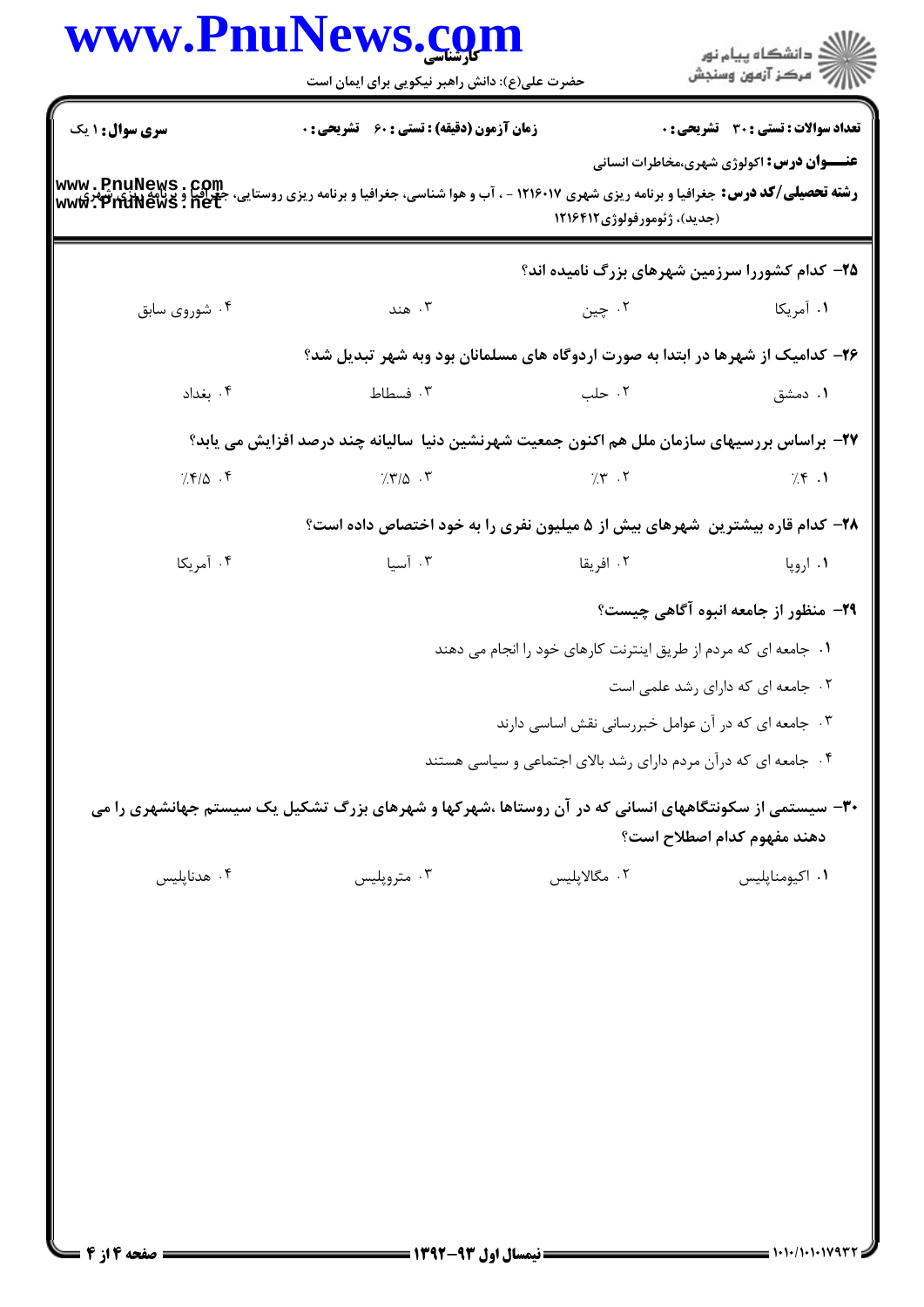**سری سوال:** ۱ یک

**زمان آزمون (دقیقه) : تستی :** ۶۰ **تشریحی :** ۰

**تعداد سوالات : تستی :** ۳۰ **تشریحی :** ۰

**عنـــوان درس:** اکولوژی شهری،مخاطرات انسانی

**رشته تحصیلی/کد درس:** جغرافیا و برنامه ریزی شهری ۱۲۱۶۰۱۷ - ، آب و هوا شناسی، جغرافیا و برنامه ریزی روستایی، جغرافیا و برنامه ریزی شهری (جدید)، ژئومورفولوژی۱۲۱۶۴۱۲

**۲۵- کدام کشوررا سرزمین شهرهای بزرگ نامیده اند؟**

۱. آمریکا
۲. چین
۳. هند
۴. شوروی سابق

**۲۶- کدامیک از شهرها در ابتدا به صورت اردوگاه های مسلمانان بود وبه شهر تبدیل شد؟**

۱. دمشق
۲. حلب
۳. فسطاط
۴. بغداد

**۲۷- براساس بررسیهای سازمان ملل هم اکنون جمعیت شهرنشین دنیا سالیانه چند درصد افزایش می یابد؟**

۱. ٪۴
۲. ٪۳
۳. ٪۳/۵
۴. ٪۴/۵

**۲۸- کدام قاره بیشترین شهرهای بیش از ۵ میلیون نفری را به خود اختصاص داده است؟**

۱. اروپا
۲. افریقا
۳. آسیا
۴. آمریکا

**۲۹- منظور از جامعه انبوه آگاهی چیست؟**

۱. جامعه ای که مردم از طریق اینترنت کارهای خود را انجام می دهند
۲. جامعه ای که دارای رشد علمی است
۳. جامعه ای که در آن عوامل خبررسانی نقش اساسی دارند
۴. جامعه ای که درآن مردم دارای رشد بالای اجتماعی و سیاسی هستند

**۳۰- سیستمی از سکونتگاههای انسانی که در آن روستاها ،شهرکها و شهرهای بزرگ تشکیل یک سیستم جهانشهری را می دهند مفهوم کدام اصطلاح است؟**

۱. اکیومناپلیس
۲. مگالاپلیس
۳. متروپلیس
۴. هدناپلیس